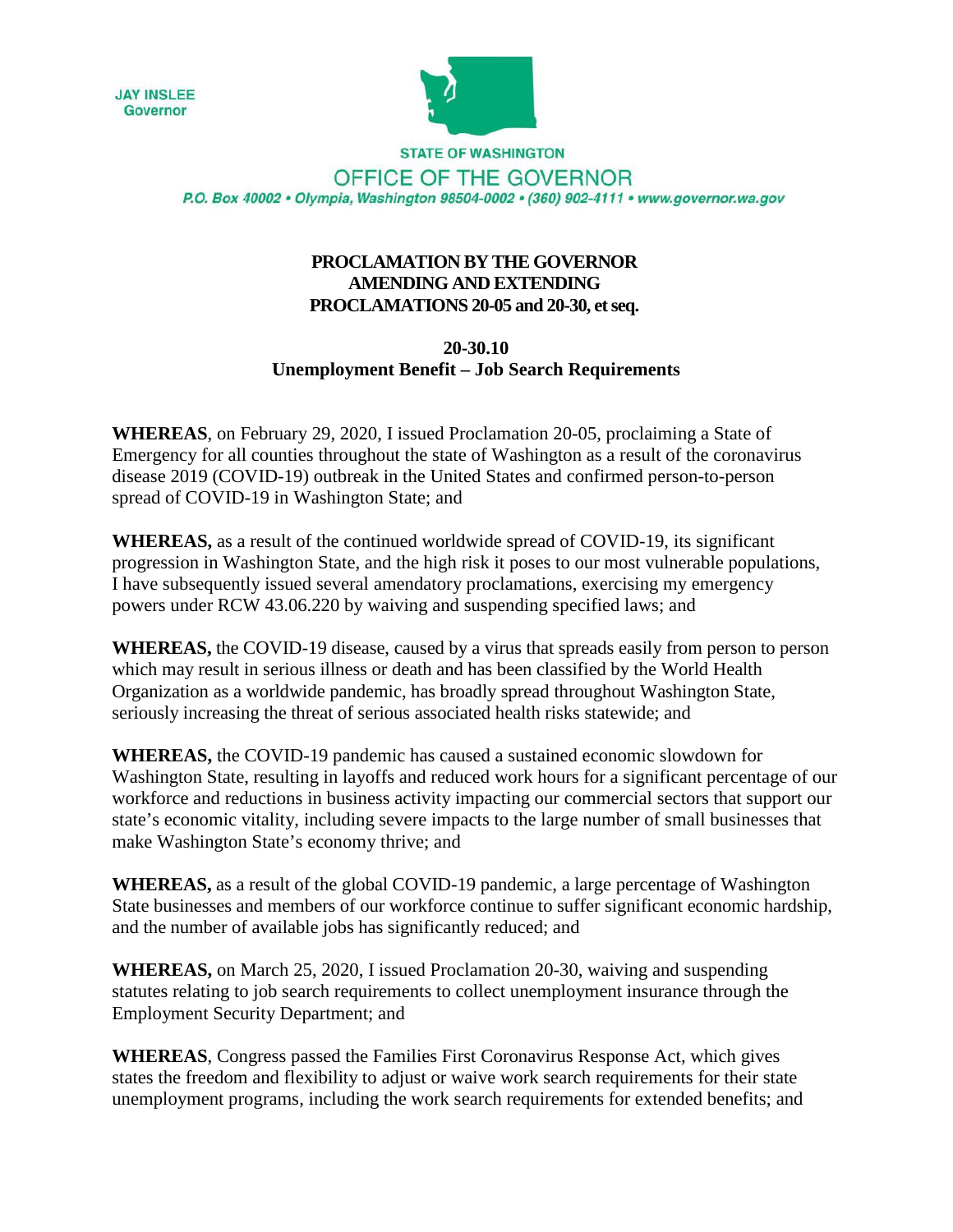JAY INSLEE
Governor

STATE OF WASHINGTON

OFFICE OF THE GOVERNOR

P.O. Box 40002 • Olympia, Washington 98504-0002 • (360) 902-4111 • www.governor.wa.gov

**PROCLAMATION BY THE GOVERNOR AMENDING AND EXTENDING PROCLAMATIONS 20-05 and 20-30, et seq.**

**20-30.10**
**Unemployment Benefit – Job Search Requirements**

**WHEREAS**, on February 29, 2020, I issued Proclamation 20-05, proclaiming a State of Emergency for all counties throughout the state of Washington as a result of the coronavirus disease 2019 (COVID-19) outbreak in the United States and confirmed person-to-person spread of COVID-19 in Washington State; and

**WHEREAS,** as a result of the continued worldwide spread of COVID-19, its significant progression in Washington State, and the high risk it poses to our most vulnerable populations, I have subsequently issued several amendatory proclamations, exercising my emergency powers under RCW 43.06.220 by waiving and suspending specified laws; and

**WHEREAS,** the COVID-19 disease, caused by a virus that spreads easily from person to person which may result in serious illness or death and has been classified by the World Health Organization as a worldwide pandemic, has broadly spread throughout Washington State, seriously increasing the threat of serious associated health risks statewide; and

**WHEREAS,** the COVID-19 pandemic has caused a sustained economic slowdown for Washington State, resulting in layoffs and reduced work hours for a significant percentage of our workforce and reductions in business activity impacting our commercial sectors that support our state's economic vitality, including severe impacts to the large number of small businesses that make Washington State's economy thrive; and

**WHEREAS,** as a result of the global COVID-19 pandemic, a large percentage of Washington State businesses and members of our workforce continue to suffer significant economic hardship, and the number of available jobs has significantly reduced; and

**WHEREAS,** on March 25, 2020, I issued Proclamation 20-30, waiving and suspending statutes relating to job search requirements to collect unemployment insurance through the Employment Security Department; and

**WHEREAS**, Congress passed the Families First Coronavirus Response Act, which gives states the freedom and flexibility to adjust or waive work search requirements for their state unemployment programs, including the work search requirements for extended benefits; and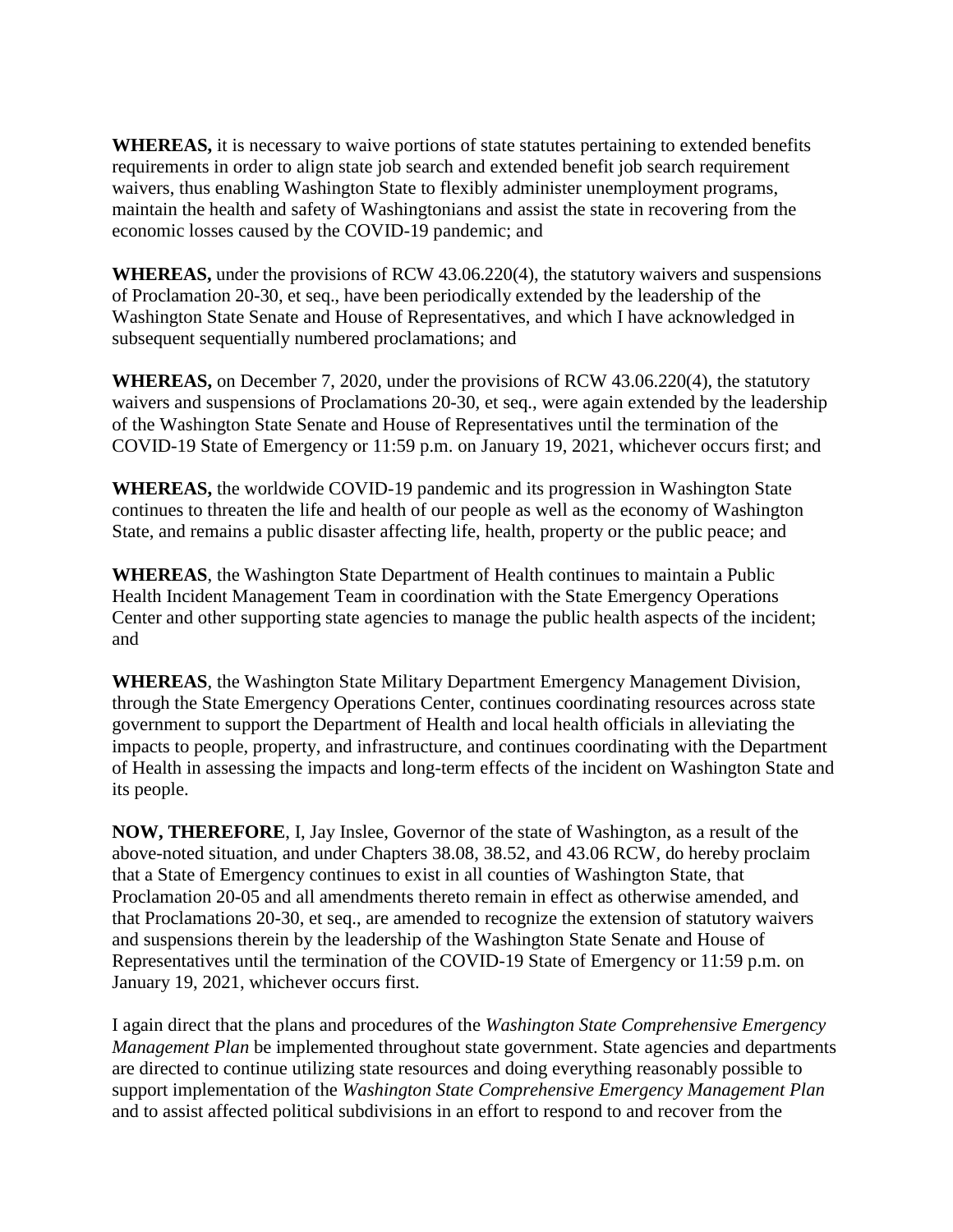**WHEREAS,** it is necessary to waive portions of state statutes pertaining to extended benefits requirements in order to align state job search and extended benefit job search requirement waivers, thus enabling Washington State to flexibly administer unemployment programs, maintain the health and safety of Washingtonians and assist the state in recovering from the economic losses caused by the COVID-19 pandemic; and

**WHEREAS,** under the provisions of RCW 43.06.220(4), the statutory waivers and suspensions of Proclamation 20-30, et seq., have been periodically extended by the leadership of the Washington State Senate and House of Representatives, and which I have acknowledged in subsequent sequentially numbered proclamations; and

**WHEREAS,** on December 7, 2020, under the provisions of RCW 43.06.220(4), the statutory waivers and suspensions of Proclamations 20-30, et seq., were again extended by the leadership of the Washington State Senate and House of Representatives until the termination of the COVID-19 State of Emergency or 11:59 p.m. on January 19, 2021, whichever occurs first; and

**WHEREAS,** the worldwide COVID-19 pandemic and its progression in Washington State continues to threaten the life and health of our people as well as the economy of Washington State, and remains a public disaster affecting life, health, property or the public peace; and

**WHEREAS**, the Washington State Department of Health continues to maintain a Public Health Incident Management Team in coordination with the State Emergency Operations Center and other supporting state agencies to manage the public health aspects of the incident; and

**WHEREAS**, the Washington State Military Department Emergency Management Division, through the State Emergency Operations Center, continues coordinating resources across state government to support the Department of Health and local health officials in alleviating the impacts to people, property, and infrastructure, and continues coordinating with the Department of Health in assessing the impacts and long-term effects of the incident on Washington State and its people.

**NOW, THEREFORE**, I, Jay Inslee, Governor of the state of Washington, as a result of the above-noted situation, and under Chapters 38.08, 38.52, and 43.06 RCW, do hereby proclaim that a State of Emergency continues to exist in all counties of Washington State, that Proclamation 20-05 and all amendments thereto remain in effect as otherwise amended, and that Proclamations 20-30, et seq., are amended to recognize the extension of statutory waivers and suspensions therein by the leadership of the Washington State Senate and House of Representatives until the termination of the COVID-19 State of Emergency or 11:59 p.m. on January 19, 2021, whichever occurs first.

I again direct that the plans and procedures of the *Washington State Comprehensive Emergency Management Plan* be implemented throughout state government. State agencies and departments are directed to continue utilizing state resources and doing everything reasonably possible to support implementation of the *Washington State Comprehensive Emergency Management Plan* and to assist affected political subdivisions in an effort to respond to and recover from the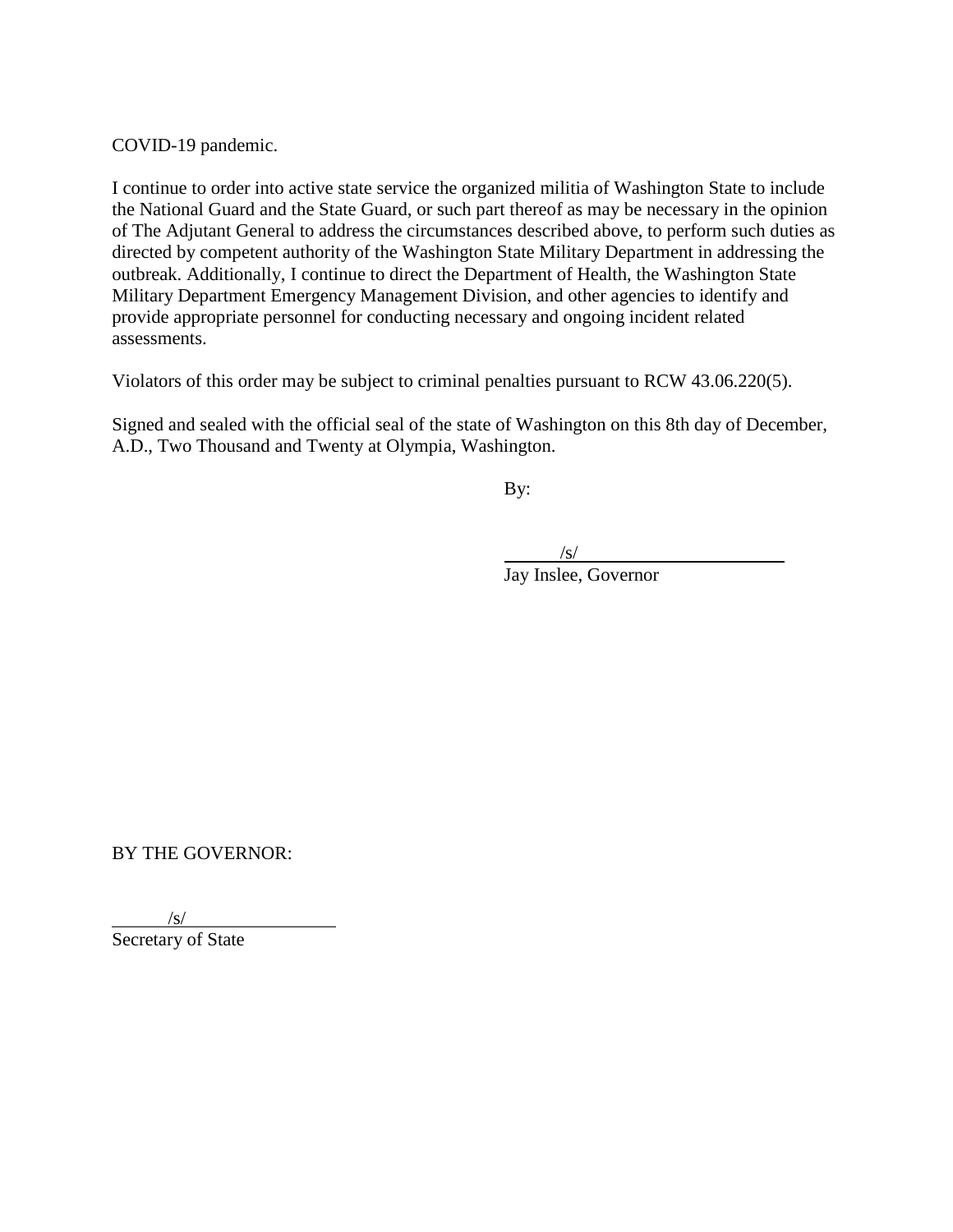COVID-19 pandemic.

I continue to order into active state service the organized militia of Washington State to include the National Guard and the State Guard, or such part thereof as may be necessary in the opinion of The Adjutant General to address the circumstances described above, to perform such duties as directed by competent authority of the Washington State Military Department in addressing the outbreak. Additionally, I continue to direct the Department of Health, the Washington State Military Department Emergency Management Division, and other agencies to identify and provide appropriate personnel for conducting necessary and ongoing incident related assessments.

Violators of this order may be subject to criminal penalties pursuant to RCW 43.06.220(5).

Signed and sealed with the official seal of the state of Washington on this 8th day of December, A.D., Two Thousand and Twenty at Olympia, Washington.

By:

/s/

Jay Inslee, Governor

BY THE GOVERNOR:

/s/

Secretary of State